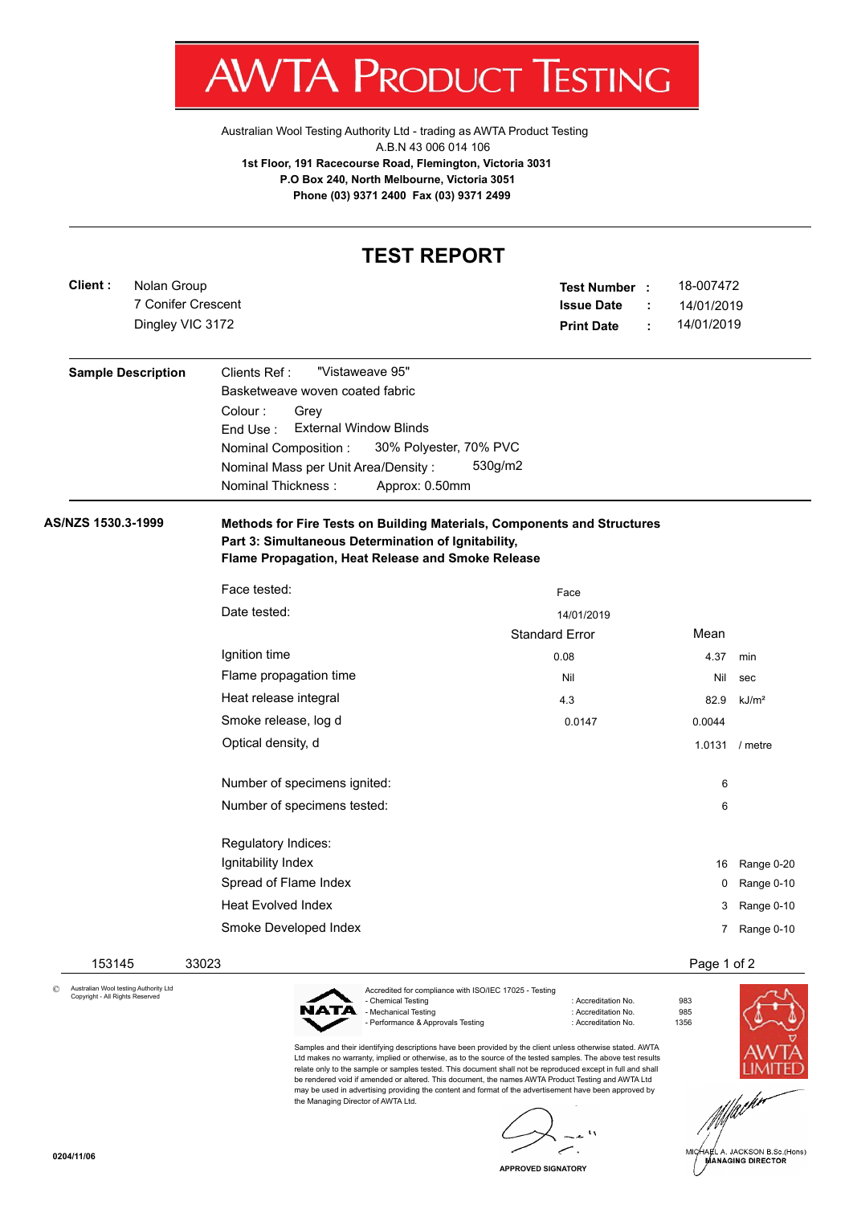# AWTA PRODUCT TESTING

Australian Wool Testing Authority Ltd - trading as AWTA Product Testing
A.B.N 43 006 014 106
**1st Floor, 191 Racecourse Road, Flemington, Victoria 3031**
**P.O Box 240, North Melbourne, Victoria 3051**
**Phone (03) 9371 2400 Fax (03) 9371 2499**

## TEST REPORT

**Client :** Nolan Group
7 Conifer Crescent
Dingley VIC 3172

**Test Number :** 18-007472
**Issue Date :** 14/01/2019
**Print Date :** 14/01/2019

**Sample Description**

Clients Ref : "Vistaweave 95"
Basketweave woven coated fabric
Colour : Grey
End Use : External Window Blinds
Nominal Composition : 30% Polyester, 70% PVC
Nominal Mass per Unit Area/Density : 530g/m2
Nominal Thickness : Approx: 0.50mm

**AS/NZS 1530.3-1999**

**Methods for Fire Tests on Building Materials, Components and Structures**
**Part 3: Simultaneous Determination of Ignitability, Flame Propagation, Heat Release and Smoke Release**

Face tested: Face
Date tested: 14/01/2019

| | Standard Error | Mean | |
|---|---|---|---|
| Ignition time | 0.08 | 4.37 | min |
| Flame propagation time | Nil | Nil | sec |
| Heat release integral | 4.3 | 82.9 | kJ/m² |
| Smoke release, log d | 0.0147 | 0.0044 | |
| Optical density, d | | 1.0131 | / metre |

Number of specimens ignited: 6
Number of specimens tested: 6

| Regulatory Indices: | | |
|---|---|---|
| Ignitability Index | 16 | Range 0-20 |
| Spread of Flame Index | 0 | Range 0-10 |
| Heat Evolved Index | 3 | Range 0-10 |
| Smoke Developed Index | 7 | Range 0-10 |

153145 33023

© Australian Wool testing Authority Ltd Copyright - All Rights Reserved

Accredited for compliance with ISO/IEC 17025 - Testing

| | | |
|---|---|---|
| - Chemical Testing | : Accreditation No. | 983 |
| - Mechanical Testing | : Accreditation No. | 985 |
| - Performance & Approvals Testing | : Accreditation No. | 1356 |

Samples and their identifying descriptions have been provided by the client unless otherwise stated. AWTA Ltd makes no warranty, implied or otherwise, as to the source of the tested samples. The above test results relate only to the sample or samples tested. This document shall not be reproduced except in full and shall be rendered void if amended or altered. This document, the names AWTA Product Testing and AWTA Ltd may be used in advertising providing the content and format of the advertisement have been approved by the Managing Director of AWTA Ltd.

APPROVED SIGNATORY

MICHAEL A. JACKSON B.Sc.(Hons)
MANAGING DIRECTOR

0204/11/06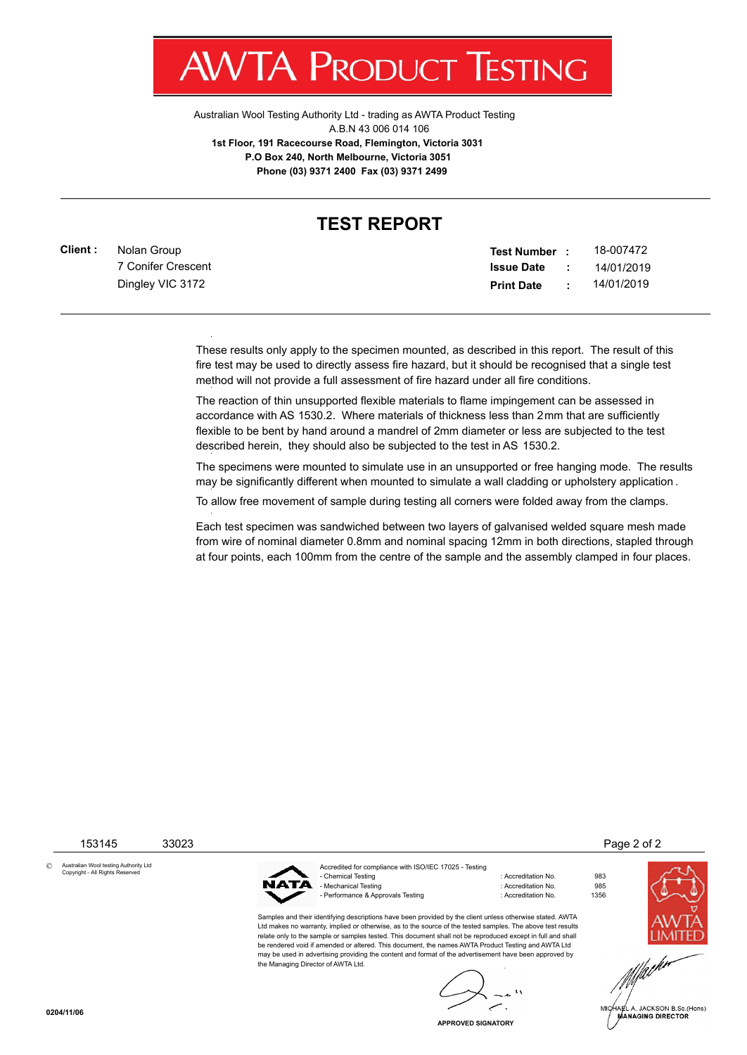# AWTA PRODUCT TESTING

Australian Wool Testing Authority Ltd - trading as AWTA Product Testing
A.B.N 43 006 014 106
**1st Floor, 191 Racecourse Road, Flemington, Victoria 3031**
**P.O Box 240, North Melbourne, Victoria 3051**
**Phone (03) 9371 2400 Fax (03) 9371 2499**

## TEST REPORT

**Client :** Nolan Group
7 Conifer Crescent
Dingley VIC 3172

**Test Number :** 18-007472
**Issue Date :** 14/01/2019
**Print Date :** 14/01/2019

These results only apply to the specimen mounted, as described in this report. The result of this fire test may be used to directly assess fire hazard, but it should be recognised that a single test method will not provide a full assessment of fire hazard under all fire conditions.

The reaction of thin unsupported flexible materials to flame impingement can be assessed in accordance with AS 1530.2. Where materials of thickness less than 2mm that are sufficiently flexible to be bent by hand around a mandrel of 2mm diameter or less are subjected to the test described herein, they should also be subjected to the test in AS 1530.2.

The specimens were mounted to simulate use in an unsupported or free hanging mode. The results may be significantly different when mounted to simulate a wall cladding or upholstery application.

To allow free movement of sample during testing all corners were folded away from the clamps.

Each test specimen was sandwiched between two layers of galvanised welded square mesh made from wire of nominal diameter 0.8mm and nominal spacing 12mm in both directions, stapled through at four points, each 100mm from the centre of the sample and the assembly clamped in four places.

153145 33023

© Australian Wool testing Authority Ltd Copyright - All Rights Reserved

Accredited for compliance with ISO/IEC 17025 - Testing

| | | |
|---|---|---|
| - Chemical Testing | : Accreditation No. | 983 |
| - Mechanical Testing | : Accreditation No. | 985 |
| - Performance & Approvals Testing | : Accreditation No. | 1356 |

Samples and their identifying descriptions have been provided by the client unless otherwise stated. AWTA Ltd makes no warranty, implied or otherwise, as to the source of the tested samples. The above test results relate only to the sample or samples tested. This document shall not be reproduced except in full and shall be rendered void if amended or altered. This document, the names AWTA Product Testing and AWTA Ltd may be used in advertising providing the content and format of the advertisement have been approved by the Managing Director of AWTA Ltd.

APPROVED SIGNATORY

MICHAEL A. JACKSON B.Sc.(Hons)
MANAGING DIRECTOR

0204/11/06